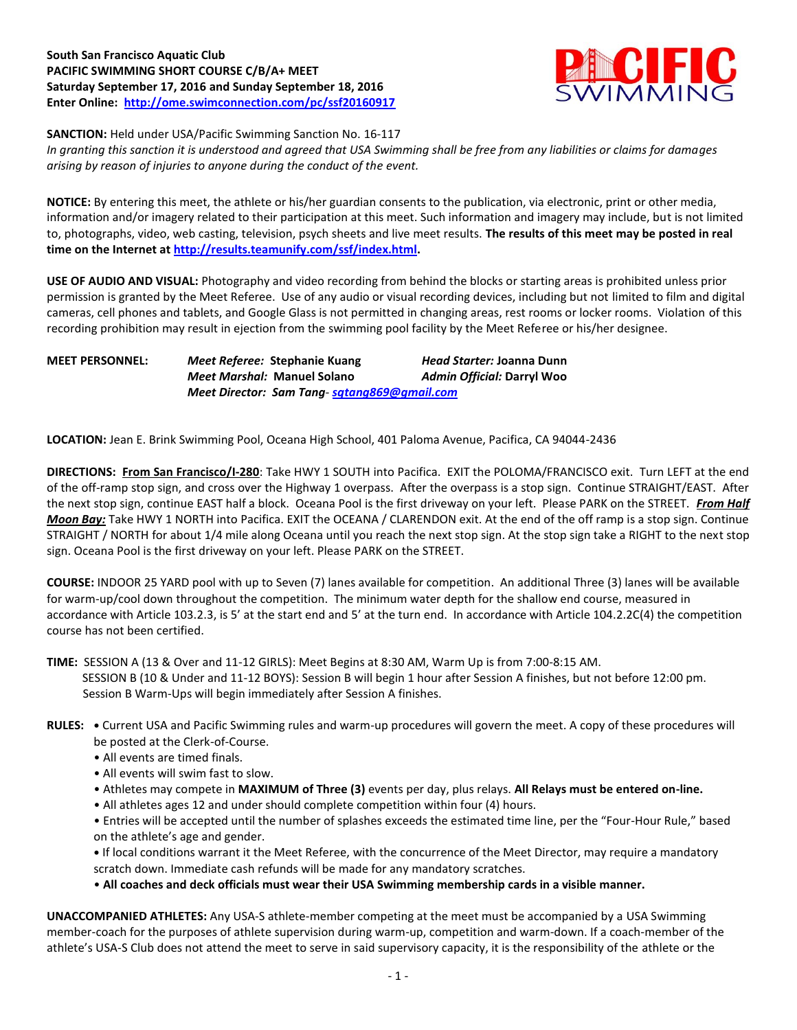**South San Francisco Aquatic Club**
**PACIFIC SWIMMING SHORT COURSE C/B/A+ MEET**
**Saturday September 17, 2016 and Sunday September 18, 2016**
**Enter Online: http://ome.swimconnection.com/pc/ssf20160917**

**SANCTION:** Held under USA/Pacific Swimming Sanction No. 16-117
*In granting this sanction it is understood and agreed that USA Swimming shall be free from any liabilities or claims for damages arising by reason of injuries to anyone during the conduct of the event.*

**NOTICE:** By entering this meet, the athlete or his/her guardian consents to the publication, via electronic, print or other media, information and/or imagery related to their participation at this meet. Such information and imagery may include, but is not limited to, photographs, video, web casting, television, psych sheets and live meet results. **The results of this meet may be posted in real time on the Internet at http://results.teamunify.com/ssf/index.html.**

**USE OF AUDIO AND VISUAL:** Photography and video recording from behind the blocks or starting areas is prohibited unless prior permission is granted by the Meet Referee. Use of any audio or visual recording devices, including but not limited to film and digital cameras, cell phones and tablets, and Google Glass is not permitted in changing areas, rest rooms or locker rooms. Violation of this recording prohibition may result in ejection from the swimming pool facility by the Meet Referee or his/her designee.

**MEET PERSONNEL:**
- ***Meet Referee:*** **Stephanie Kuang**
- ***Head Starter:*** **Joanna Dunn**
- ***Meet Marshal:*** **Manuel Solano**
- ***Admin Official:*** **Darryl Woo**
- ***Meet Director:*** ***Sam Tang*** *- sqtang869@gmail.com*

**LOCATION:** Jean E. Brink Swimming Pool, Oceana High School, 401 Paloma Avenue, Pacifica, CA 94044-2436

**DIRECTIONS:** **From San Francisco/I-280**: Take HWY 1 SOUTH into Pacifica. EXIT the POLOMA/FRANCISCO exit. Turn LEFT at the end of the off-ramp stop sign, and cross over the Highway 1 overpass. After the overpass is a stop sign. Continue STRAIGHT/EAST. After the next stop sign, continue EAST half a block. Oceana Pool is the first driveway on your left. Please PARK on the STREET. ***From Half Moon Bay:*** Take HWY 1 NORTH into Pacifica. EXIT the OCEANA / CLARENDON exit. At the end of the off ramp is a stop sign. Continue STRAIGHT / NORTH for about 1/4 mile along Oceana until you reach the next stop sign. At the stop sign take a RIGHT to the next stop sign. Oceana Pool is the first driveway on your left. Please PARK on the STREET.

**COURSE:** INDOOR 25 YARD pool with up to Seven (7) lanes available for competition. An additional Three (3) lanes will be available for warm-up/cool down throughout the competition. The minimum water depth for the shallow end course, measured in accordance with Article 103.2.3, is 5' at the start end and 5' at the turn end. In accordance with Article 104.2.2C(4) the competition course has not been certified.

**TIME:** SESSION A (13 & Over and 11-12 GIRLS): Meet Begins at 8:30 AM, Warm Up is from 7:00-8:15 AM.
SESSION B (10 & Under and 11-12 BOYS): Session B will begin 1 hour after Session A finishes, but not before 12:00 pm.
Session B Warm-Ups will begin immediately after Session A finishes.

**RULES:**
- Current USA and Pacific Swimming rules and warm-up procedures will govern the meet. A copy of these procedures will be posted at the Clerk-of-Course.
- All events are timed finals.
- All events will swim fast to slow.
- Athletes may compete in **MAXIMUM of Three (3)** events per day, plus relays. **All Relays must be entered on-line.**
- All athletes ages 12 and under should complete competition within four (4) hours.
- Entries will be accepted until the number of splashes exceeds the estimated time line, per the "Four-Hour Rule," based on the athlete's age and gender.
- If local conditions warrant it the Meet Referee, with the concurrence of the Meet Director, may require a mandatory scratch down. Immediate cash refunds will be made for any mandatory scratches.
- **All coaches and deck officials must wear their USA Swimming membership cards in a visible manner.**

**UNACCOMPANIED ATHLETES:** Any USA-S athlete-member competing at the meet must be accompanied by a USA Swimming member-coach for the purposes of athlete supervision during warm-up, competition and warm-down. If a coach-member of the athlete's USA-S Club does not attend the meet to serve in said supervisory capacity, it is the responsibility of the athlete or the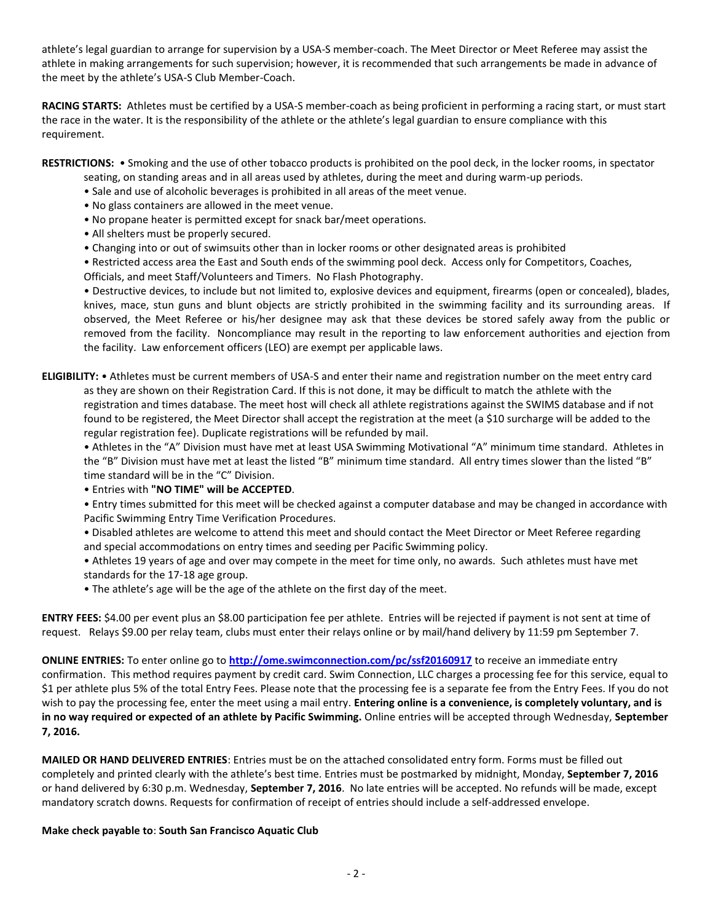athlete's legal guardian to arrange for supervision by a USA-S member-coach. The Meet Director or Meet Referee may assist the athlete in making arrangements for such supervision; however, it is recommended that such arrangements be made in advance of the meet by the athlete's USA-S Club Member-Coach.

**RACING STARTS:** Athletes must be certified by a USA-S member-coach as being proficient in performing a racing start, or must start the race in the water. It is the responsibility of the athlete or the athlete's legal guardian to ensure compliance with this requirement.

**RESTRICTIONS:** • Smoking and the use of other tobacco products is prohibited on the pool deck, in the locker rooms, in spectator seating, on standing areas and in all areas used by athletes, during the meet and during warm-up periods.

- Sale and use of alcoholic beverages is prohibited in all areas of the meet venue.
- No glass containers are allowed in the meet venue.
- No propane heater is permitted except for snack bar/meet operations.
- All shelters must be properly secured.
- Changing into or out of swimsuits other than in locker rooms or other designated areas is prohibited
- Restricted access area the East and South ends of the swimming pool deck. Access only for Competitors, Coaches, Officials, and meet Staff/Volunteers and Timers. No Flash Photography.
- Destructive devices, to include but not limited to, explosive devices and equipment, firearms (open or concealed), blades, knives, mace, stun guns and blunt objects are strictly prohibited in the swimming facility and its surrounding areas. If observed, the Meet Referee or his/her designee may ask that these devices be stored safely away from the public or removed from the facility. Noncompliance may result in the reporting to law enforcement authorities and ejection from the facility. Law enforcement officers (LEO) are exempt per applicable laws.

**ELIGIBILITY:** • Athletes must be current members of USA-S and enter their name and registration number on the meet entry card as they are shown on their Registration Card. If this is not done, it may be difficult to match the athlete with the registration and times database. The meet host will check all athlete registrations against the SWIMS database and if not found to be registered, the Meet Director shall accept the registration at the meet (a $10 surcharge will be added to the regular registration fee). Duplicate registrations will be refunded by mail.

- Athletes in the "A" Division must have met at least USA Swimming Motivational "A" minimum time standard. Athletes in the "B" Division must have met at least the listed "B" minimum time standard. All entry times slower than the listed "B" time standard will be in the "C" Division.
- Entries with **"NO TIME" will be ACCEPTED**.
- Entry times submitted for this meet will be checked against a computer database and may be changed in accordance with Pacific Swimming Entry Time Verification Procedures.
- Disabled athletes are welcome to attend this meet and should contact the Meet Director or Meet Referee regarding and special accommodations on entry times and seeding per Pacific Swimming policy.
- Athletes 19 years of age and over may compete in the meet for time only, no awards. Such athletes must have met standards for the 17-18 age group.
- The athlete's age will be the age of the athlete on the first day of the meet.

**ENTRY FEES:** $4.00 per event plus an $8.00 participation fee per athlete. Entries will be rejected if payment is not sent at time of request. Relays $9.00 per relay team, clubs must enter their relays online or by mail/hand delivery by 11:59 pm September 7.

**ONLINE ENTRIES:** To enter online go to **http://ome.swimconnection.com/pc/ssf20160917** to receive an immediate entry confirmation. This method requires payment by credit card. Swim Connection, LLC charges a processing fee for this service, equal to $1 per athlete plus 5% of the total Entry Fees. Please note that the processing fee is a separate fee from the Entry Fees. If you do not wish to pay the processing fee, enter the meet using a mail entry. **Entering online is a convenience, is completely voluntary, and is in no way required or expected of an athlete by Pacific Swimming.** Online entries will be accepted through Wednesday, **September 7, 2016.**

**MAILED OR HAND DELIVERED ENTRIES**: Entries must be on the attached consolidated entry form. Forms must be filled out completely and printed clearly with the athlete's best time. Entries must be postmarked by midnight, Monday, **September 7, 2016** or hand delivered by 6:30 p.m. Wednesday, **September 7, 2016**. No late entries will be accepted. No refunds will be made, except mandatory scratch downs. Requests for confirmation of receipt of entries should include a self-addressed envelope.

**Make check payable to**: **South San Francisco Aquatic Club**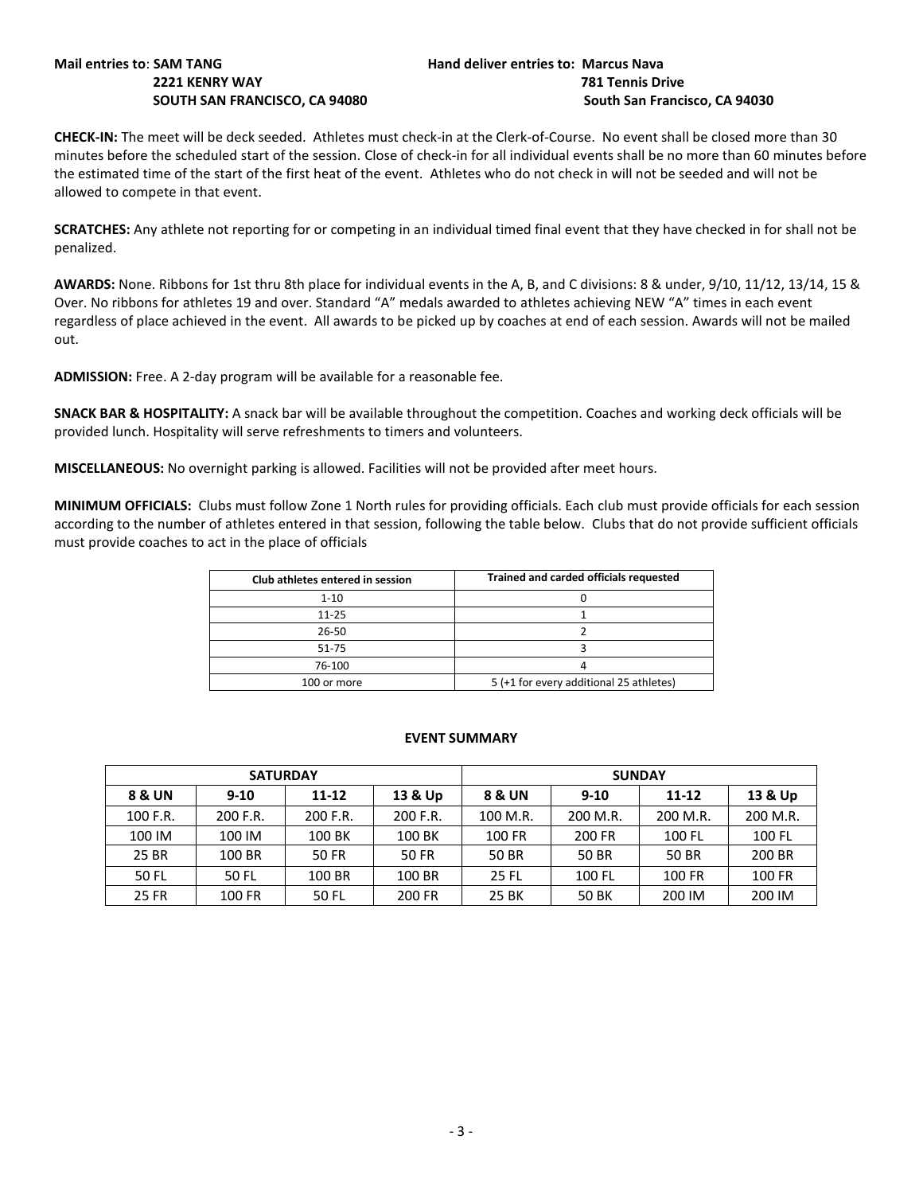**Mail entries to**: **SAM TANG**
**2221 KENRY WAY**
**SOUTH SAN FRANCISCO, CA 94080**

**Hand deliver entries to: Marcus Nava**
**781 Tennis Drive**
**South San Francisco, CA 94030**

**CHECK-IN:** The meet will be deck seeded. Athletes must check-in at the Clerk-of-Course. No event shall be closed more than 30 minutes before the scheduled start of the session. Close of check-in for all individual events shall be no more than 60 minutes before the estimated time of the start of the first heat of the event. Athletes who do not check in will not be seeded and will not be allowed to compete in that event.

**SCRATCHES:** Any athlete not reporting for or competing in an individual timed final event that they have checked in for shall not be penalized.

**AWARDS:** None. Ribbons for 1st thru 8th place for individual events in the A, B, and C divisions: 8 & under, 9/10, 11/12, 13/14, 15 & Over. No ribbons for athletes 19 and over. Standard "A" medals awarded to athletes achieving NEW "A" times in each event regardless of place achieved in the event. All awards to be picked up by coaches at end of each session. Awards will not be mailed out.

**ADMISSION:** Free. A 2-day program will be available for a reasonable fee.

**SNACK BAR & HOSPITALITY:** A snack bar will be available throughout the competition. Coaches and working deck officials will be provided lunch. Hospitality will serve refreshments to timers and volunteers.

**MISCELLANEOUS:** No overnight parking is allowed. Facilities will not be provided after meet hours.

**MINIMUM OFFICIALS:** Clubs must follow Zone 1 North rules for providing officials. Each club must provide officials for each session according to the number of athletes entered in that session, following the table below. Clubs that do not provide sufficient officials must provide coaches to act in the place of officials

| Club athletes entered in session | Trained and carded officials requested |
|---|---|
| 1-10 | 0 |
| 11-25 | 1 |
| 26-50 | 2 |
| 51-75 | 3 |
| 76-100 | 4 |
| 100 or more | 5 (+1 for every additional 25 athletes) |

**EVENT SUMMARY**

| SATURDAY | | | | SUNDAY | | | |
|---|---|---|---|---|---|---|---|
| **8 & UN** | **9-10** | **11-12** | **13 & Up** | **8 & UN** | **9-10** | **11-12** | **13 & Up** |
| 100 F.R. | 200 F.R. | 200 F.R. | 200 F.R. | 100 M.R. | 200 M.R. | 200 M.R. | 200 M.R. |
| 100 IM | 100 IM | 100 BK | 100 BK | 100 FR | 200 FR | 100 FL | 100 FL |
| 25 BR | 100 BR | 50 FR | 50 FR | 50 BR | 50 BR | 50 BR | 200 BR |
| 50 FL | 50 FL | 100 BR | 100 BR | 25 FL | 100 FL | 100 FR | 100 FR |
| 25 FR | 100 FR | 50 FL | 200 FR | 25 BK | 50 BK | 200 IM | 200 IM |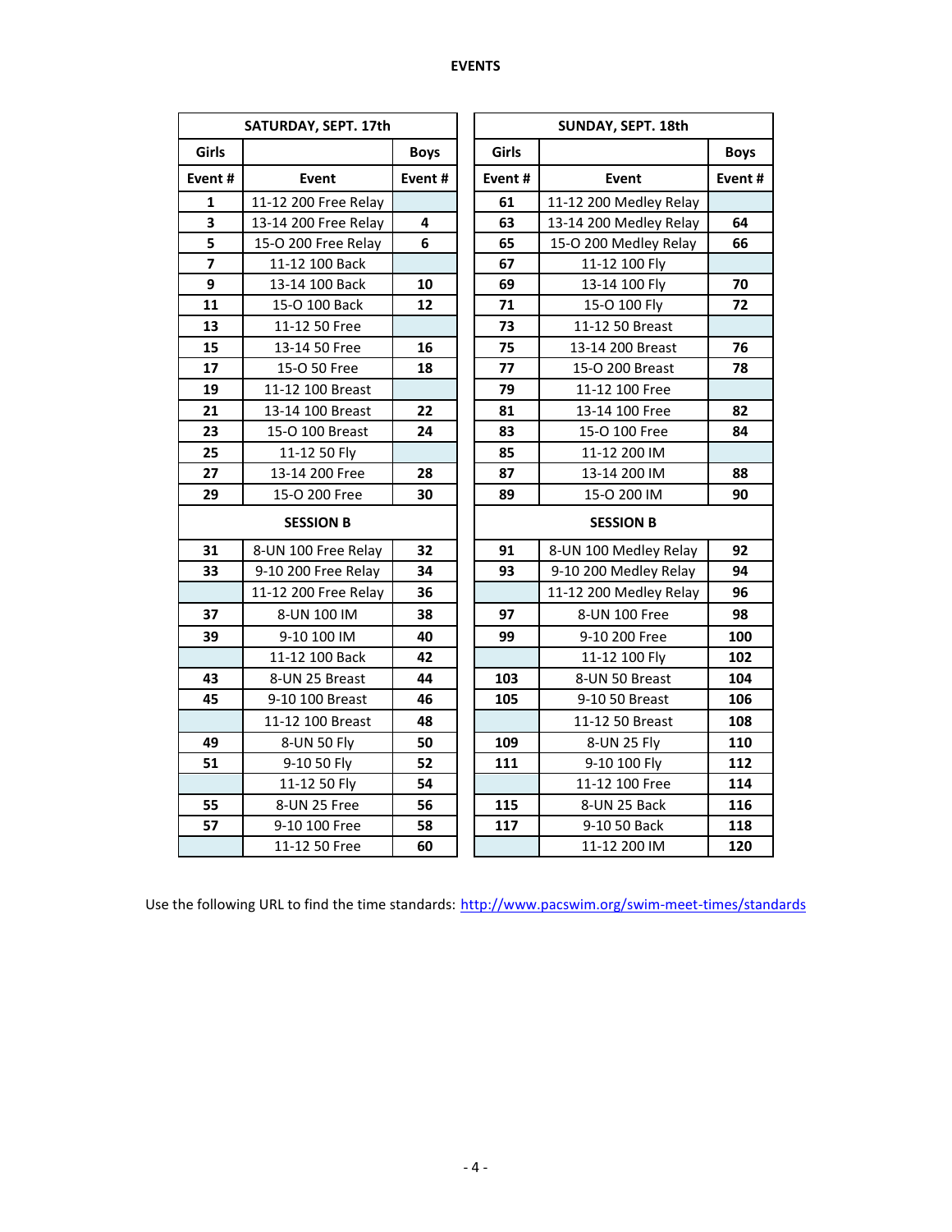**EVENTS**

| SATURDAY, SEPT. 17th | | |
|---|---|---|
| **Girls** | | **Boys** |
| **Event #** | **Event** | **Event #** |
| **1** | 11-12 200 Free Relay | |
| **3** | 13-14 200 Free Relay | **4** |
| **5** | 15-O 200 Free Relay | **6** |
| **7** | 11-12 100 Back | |
| **9** | 13-14 100 Back | **10** |
| **11** | 15-O 100 Back | **12** |
| **13** | 11-12 50 Free | |
| **15** | 13-14 50 Free | **16** |
| **17** | 15-O 50 Free | **18** |
| **19** | 11-12 100 Breast | |
| **21** | 13-14 100 Breast | **22** |
| **23** | 15-O 100 Breast | **24** |
| **25** | 11-12 50 Fly | |
| **27** | 13-14 200 Free | **28** |
| **29** | 15-O 200 Free | **30** |
| **SESSION B** | | |
| **31** | 8-UN 100 Free Relay | **32** |
| **33** | 9-10 200 Free Relay | **34** |
| | 11-12 200 Free Relay | **36** |
| **37** | 8-UN 100 IM | **38** |
| **39** | 9-10 100 IM | **40** |
| | 11-12 100 Back | **42** |
| **43** | 8-UN 25 Breast | **44** |
| **45** | 9-10 100 Breast | **46** |
| | 11-12 100 Breast | **48** |
| **49** | 8-UN 50 Fly | **50** |
| **51** | 9-10 50 Fly | **52** |
| | 11-12 50 Fly | **54** |
| **55** | 8-UN 25 Free | **56** |
| **57** | 9-10 100 Free | **58** |
| | 11-12 50 Free | **60** |

| SUNDAY, SEPT. 18th | | |
|---|---|---|
| **Girls** | | **Boys** |
| **Event #** | **Event** | **Event #** |
| **61** | 11-12 200 Medley Relay | |
| **63** | 13-14 200 Medley Relay | **64** |
| **65** | 15-O 200 Medley Relay | **66** |
| **67** | 11-12 100 Fly | |
| **69** | 13-14 100 Fly | **70** |
| **71** | 15-O 100 Fly | **72** |
| **73** | 11-12 50 Breast | |
| **75** | 13-14 200 Breast | **76** |
| **77** | 15-O 200 Breast | **78** |
| **79** | 11-12 100 Free | |
| **81** | 13-14 100 Free | **82** |
| **83** | 15-O 100 Free | **84** |
| **85** | 11-12 200 IM | |
| **87** | 13-14 200 IM | **88** |
| **89** | 15-O 200 IM | **90** |
| **SESSION B** | | |
| **91** | 8-UN 100 Medley Relay | **92** |
| **93** | 9-10 200 Medley Relay | **94** |
| | 11-12 200 Medley Relay | **96** |
| **97** | 8-UN 100 Free | **98** |
| **99** | 9-10 200 Free | **100** |
| | 11-12 100 Fly | **102** |
| **103** | 8-UN 50 Breast | **104** |
| **105** | 9-10 50 Breast | **106** |
| | 11-12 50 Breast | **108** |
| **109** | 8-UN 25 Fly | **110** |
| **111** | 9-10 100 Fly | **112** |
| | 11-12 100 Free | **114** |
| **115** | 8-UN 25 Back | **116** |
| **117** | 9-10 50 Back | **118** |
| | 11-12 200 IM | **120** |

Use the following URL to find the time standards: http://www.pacswim.org/swim-meet-times/standards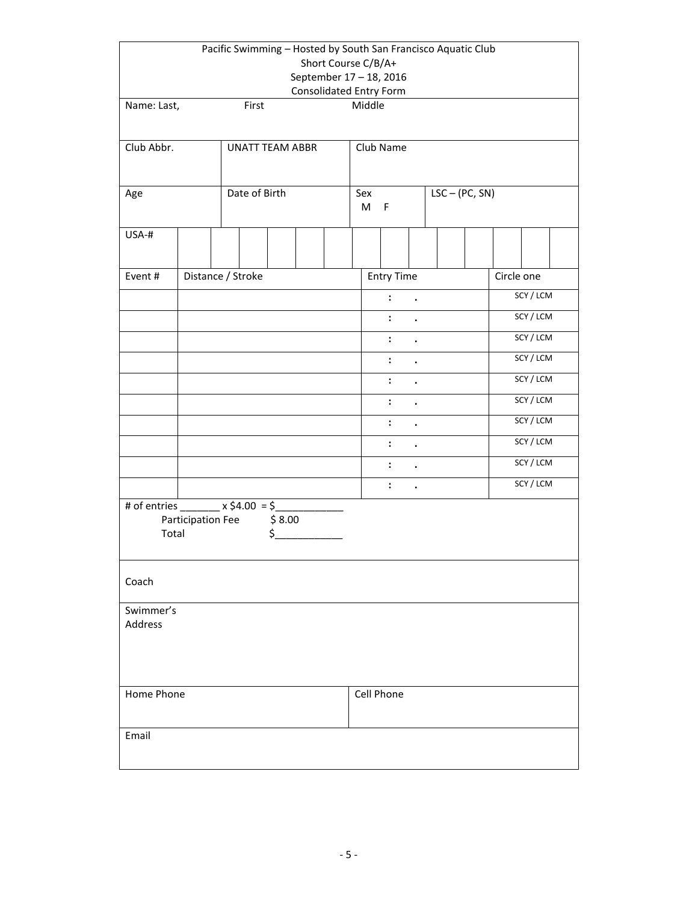Pacific Swimming – Hosted by South San Francisco Aquatic Club
Short Course C/B/A+
September 17 – 18, 2016
Consolidated Entry Form

| Name: Last, | First | Middle |
|---|---|---|
| | | |

| Club Abbr. | UNATT TEAM ABBR | Club Name |
|---|---|---|
| | | |

| Age | Date of Birth | Sex M F | LSC – (PC, SN) |
|---|---|---|---|
| | | | |

| USA-# | | | | | | | | | | | | | | |
|---|---|---|---|---|---|---|---|---|---|---|---|---|---|---|
| | | | | | | | | | | | | | | |

| Event # | Distance / Stroke | Entry Time | Circle one |
|---|---|---|---|
| | | : . | SCY / LCM |
| | | : . | SCY / LCM |
| | | : . | SCY / LCM |
| | | : . | SCY / LCM |
| | | : . | SCY / LCM |
| | | : . | SCY / LCM |
| | | : . | SCY / LCM |
| | | : . | SCY / LCM |
| | | : . | SCY / LCM |
| | | : . | SCY / LCM |

# of entries _______ x $4.00 = $____________
Participation Fee $ 8.00
Total $____________

Coach

Swimmer's Address

| Home Phone | Cell Phone |
|---|---|
| | |

Email